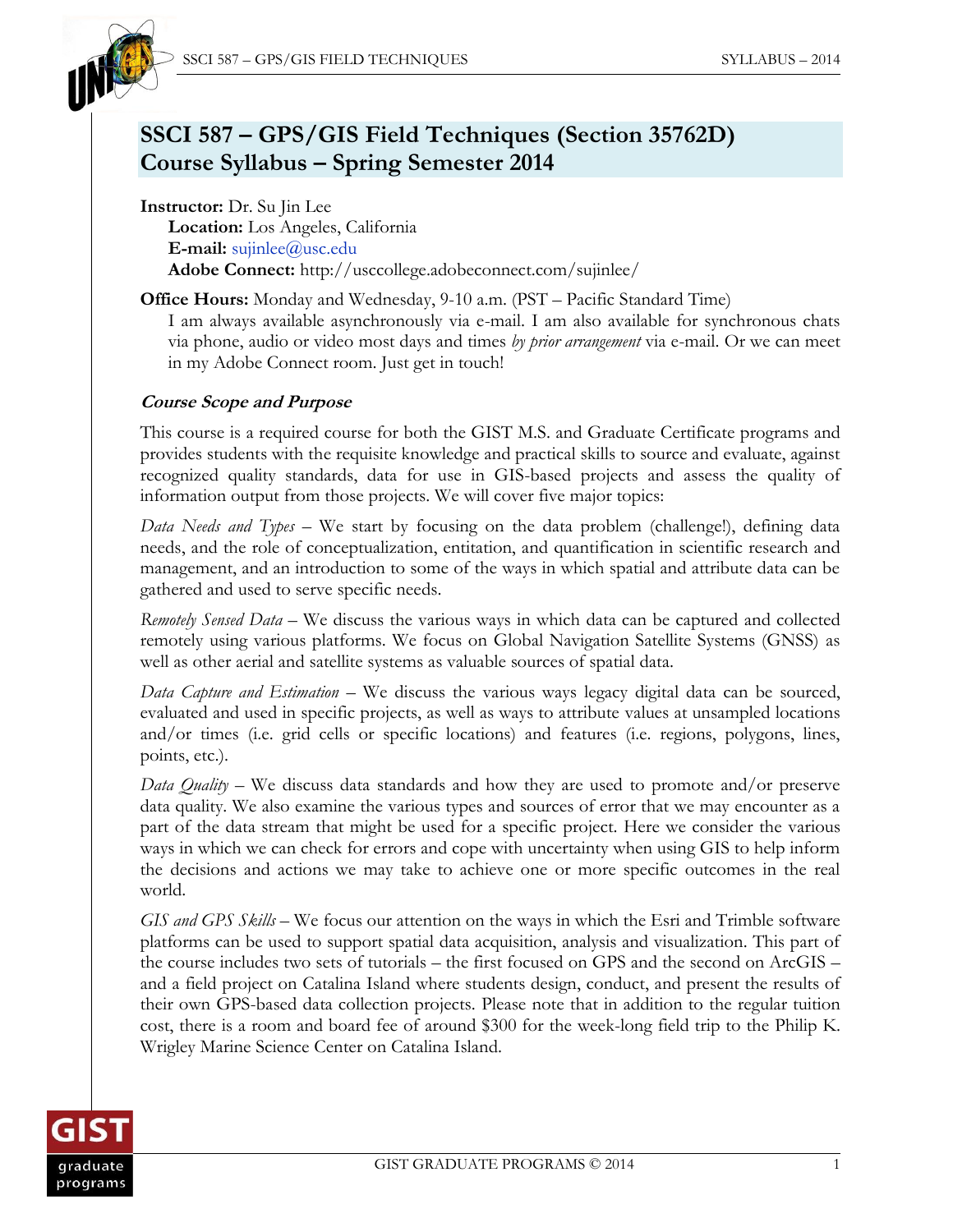# SSCI 587 – GPS/GIS Field Techniques (Section 35762D)
# Course Syllabus – Spring Semester 2014

**Instructor:** Dr. Su Jin Lee
**Location:** Los Angeles, California
**E-mail:** sujinlee@usc.edu
**Adobe Connect:** http://usccollege.adobeconnect.com/sujinlee/

**Office Hours:** Monday and Wednesday, 9-10 a.m. (PST – Pacific Standard Time)
I am always available asynchronously via e-mail. I am also available for synchronous chats via phone, audio or video most days and times *by prior arrangement* via e-mail. Or we can meet in my Adobe Connect room. Just get in touch!

### *Course Scope and Purpose*

This course is a required course for both the GIST M.S. and Graduate Certificate programs and provides students with the requisite knowledge and practical skills to source and evaluate, against recognized quality standards, data for use in GIS-based projects and assess the quality of information output from those projects. We will cover five major topics:

*Data Needs and Types* – We start by focusing on the data problem (challenge!), defining data needs, and the role of conceptualization, entitation, and quantification in scientific research and management, and an introduction to some of the ways in which spatial and attribute data can be gathered and used to serve specific needs.

*Remotely Sensed Data* – We discuss the various ways in which data can be captured and collected remotely using various platforms. We focus on Global Navigation Satellite Systems (GNSS) as well as other aerial and satellite systems as valuable sources of spatial data.

*Data Capture and Estimation* – We discuss the various ways legacy digital data can be sourced, evaluated and used in specific projects, as well as ways to attribute values at unsampled locations and/or times (i.e. grid cells or specific locations) and features (i.e. regions, polygons, lines, points, etc.).

*Data Quality* – We discuss data standards and how they are used to promote and/or preserve data quality. We also examine the various types and sources of error that we may encounter as a part of the data stream that might be used for a specific project. Here we consider the various ways in which we can check for errors and cope with uncertainty when using GIS to help inform the decisions and actions we may take to achieve one or more specific outcomes in the real world.

*GIS and GPS Skills* – We focus our attention on the ways in which the Esri and Trimble software platforms can be used to support spatial data acquisition, analysis and visualization. This part of the course includes two sets of tutorials – the first focused on GPS and the second on ArcGIS – and a field project on Catalina Island where students design, conduct, and present the results of their own GPS-based data collection projects. Please note that in addition to the regular tuition cost, there is a room and board fee of around $300 for the week-long field trip to the Philip K. Wrigley Marine Science Center on Catalina Island.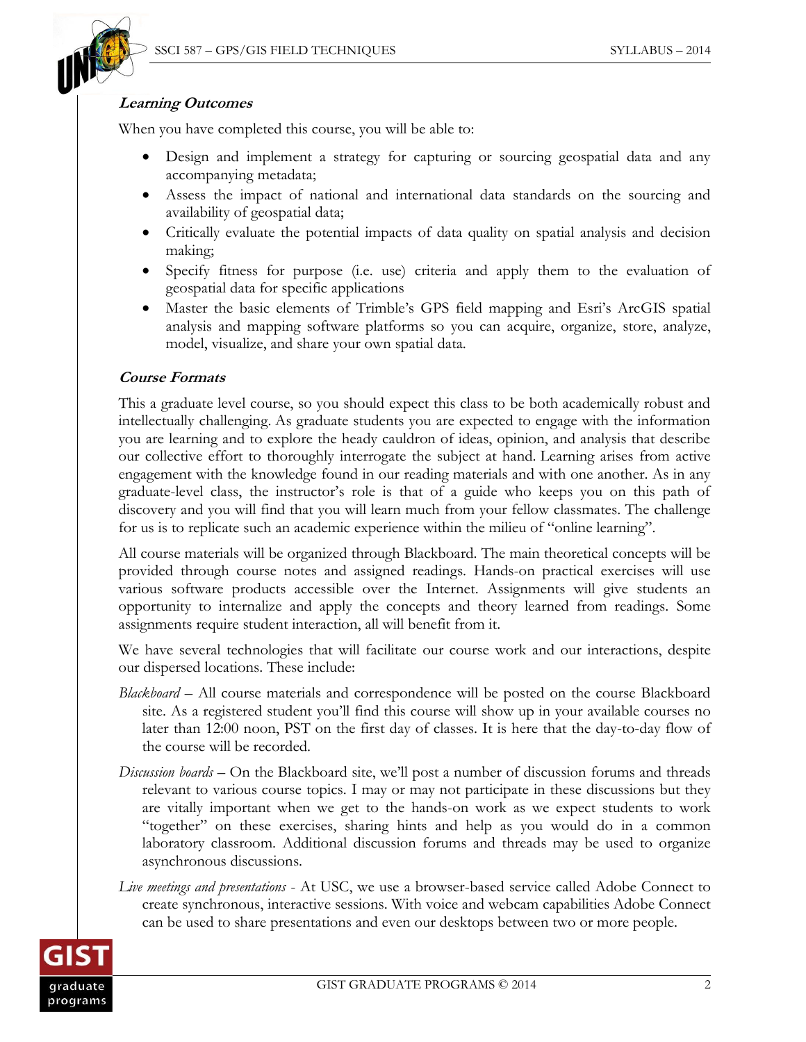***Learning Outcomes***

When you have completed this course, you will be able to:

- Design and implement a strategy for capturing or sourcing geospatial data and any accompanying metadata;
- Assess the impact of national and international data standards on the sourcing and availability of geospatial data;
- Critically evaluate the potential impacts of data quality on spatial analysis and decision making;
- Specify fitness for purpose (i.e. use) criteria and apply them to the evaluation of geospatial data for specific applications
- Master the basic elements of Trimble's GPS field mapping and Esri's ArcGIS spatial analysis and mapping software platforms so you can acquire, organize, store, analyze, model, visualize, and share your own spatial data.

***Course Formats***

This a graduate level course, so you should expect this class to be both academically robust and intellectually challenging. As graduate students you are expected to engage with the information you are learning and to explore the heady cauldron of ideas, opinion, and analysis that describe our collective effort to thoroughly interrogate the subject at hand. Learning arises from active engagement with the knowledge found in our reading materials and with one another. As in any graduate-level class, the instructor's role is that of a guide who keeps you on this path of discovery and you will find that you will learn much from your fellow classmates. The challenge for us is to replicate such an academic experience within the milieu of "online learning".

All course materials will be organized through Blackboard. The main theoretical concepts will be provided through course notes and assigned readings. Hands-on practical exercises will use various software products accessible over the Internet. Assignments will give students an opportunity to internalize and apply the concepts and theory learned from readings. Some assignments require student interaction, all will benefit from it.

We have several technologies that will facilitate our course work and our interactions, despite our dispersed locations. These include:

*Blackboard* – All course materials and correspondence will be posted on the course Blackboard site. As a registered student you'll find this course will show up in your available courses no later than 12:00 noon, PST on the first day of classes. It is here that the day-to-day flow of the course will be recorded.

*Discussion boards* – On the Blackboard site, we'll post a number of discussion forums and threads relevant to various course topics. I may or may not participate in these discussions but they are vitally important when we get to the hands-on work as we expect students to work "together" on these exercises, sharing hints and help as you would do in a common laboratory classroom. Additional discussion forums and threads may be used to organize asynchronous discussions.

*Live meetings and presentations* - At USC, we use a browser-based service called Adobe Connect to create synchronous, interactive sessions. With voice and webcam capabilities Adobe Connect can be used to share presentations and even our desktops between two or more people.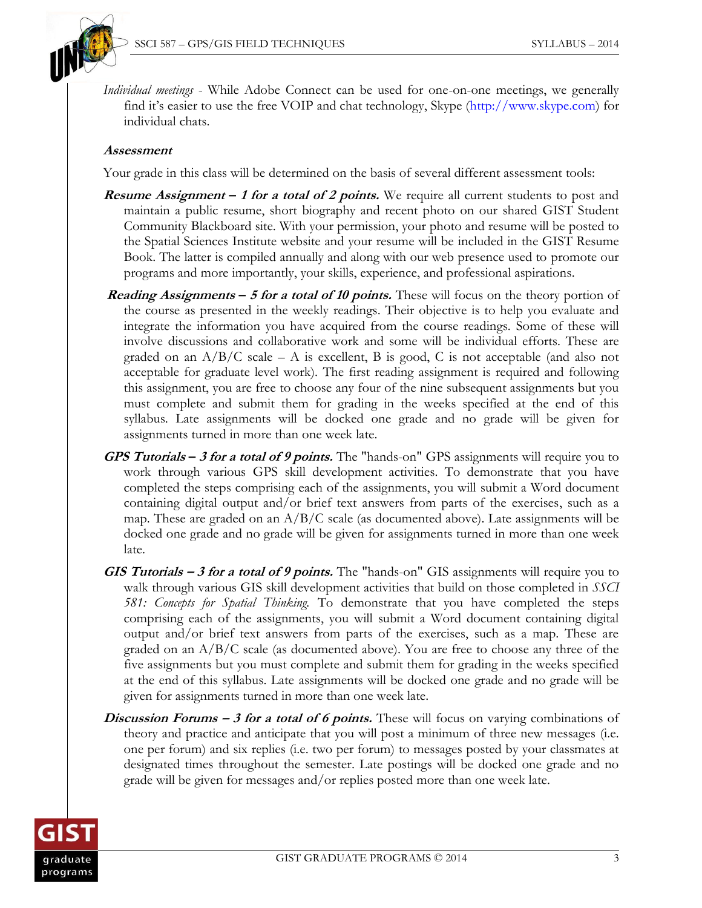*Individual meetings* - While Adobe Connect can be used for one-on-one meetings, we generally find it's easier to use the free VOIP and chat technology, Skype (http://www.skype.com) for individual chats.

### Assessment

Your grade in this class will be determined on the basis of several different assessment tools:

***Resume Assignment – 1 for a total of 2 points.*** We require all current students to post and maintain a public resume, short biography and recent photo on our shared GIST Student Community Blackboard site. With your permission, your photo and resume will be posted to the Spatial Sciences Institute website and your resume will be included in the GIST Resume Book. The latter is compiled annually and along with our web presence used to promote our programs and more importantly, your skills, experience, and professional aspirations.

***Reading Assignments – 5 for a total of 10 points.*** These will focus on the theory portion of the course as presented in the weekly readings. Their objective is to help you evaluate and integrate the information you have acquired from the course readings. Some of these will involve discussions and collaborative work and some will be individual efforts. These are graded on an A/B/C scale – A is excellent, B is good, C is not acceptable (and also not acceptable for graduate level work). The first reading assignment is required and following this assignment, you are free to choose any four of the nine subsequent assignments but you must complete and submit them for grading in the weeks specified at the end of this syllabus. Late assignments will be docked one grade and no grade will be given for assignments turned in more than one week late.

***GPS Tutorials – 3 for a total of 9 points.*** The "hands-on" GPS assignments will require you to work through various GPS skill development activities. To demonstrate that you have completed the steps comprising each of the assignments, you will submit a Word document containing digital output and/or brief text answers from parts of the exercises, such as a map. These are graded on an A/B/C scale (as documented above). Late assignments will be docked one grade and no grade will be given for assignments turned in more than one week late.

***GIS Tutorials – 3 for a total of 9 points.*** The "hands-on" GIS assignments will require you to walk through various GIS skill development activities that build on those completed in *SSCI 581: Concepts for Spatial Thinking.* To demonstrate that you have completed the steps comprising each of the assignments, you will submit a Word document containing digital output and/or brief text answers from parts of the exercises, such as a map. These are graded on an A/B/C scale (as documented above). You are free to choose any three of the five assignments but you must complete and submit them for grading in the weeks specified at the end of this syllabus. Late assignments will be docked one grade and no grade will be given for assignments turned in more than one week late.

***Discussion Forums – 3 for a total of 6 points.*** These will focus on varying combinations of theory and practice and anticipate that you will post a minimum of three new messages (i.e. one per forum) and six replies (i.e. two per forum) to messages posted by your classmates at designated times throughout the semester. Late postings will be docked one grade and no grade will be given for messages and/or replies posted more than one week late.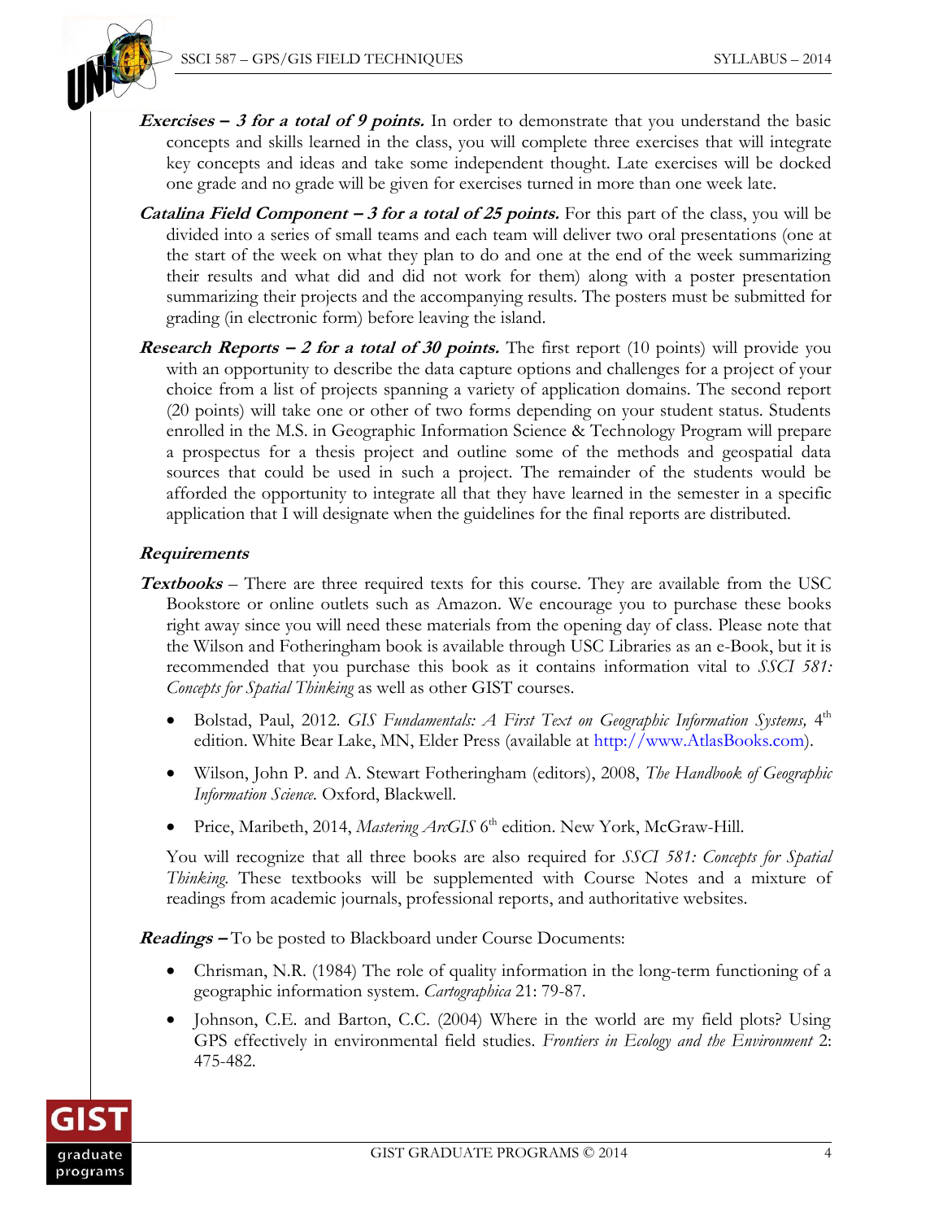***Exercises – 3 for a total of 9 points.*** In order to demonstrate that you understand the basic concepts and skills learned in the class, you will complete three exercises that will integrate key concepts and ideas and take some independent thought. Late exercises will be docked one grade and no grade will be given for exercises turned in more than one week late.

***Catalina Field Component – 3 for a total of 25 points.*** For this part of the class, you will be divided into a series of small teams and each team will deliver two oral presentations (one at the start of the week on what they plan to do and one at the end of the week summarizing their results and what did and did not work for them) along with a poster presentation summarizing their projects and the accompanying results. The posters must be submitted for grading (in electronic form) before leaving the island.

***Research Reports – 2 for a total of 30 points.*** The first report (10 points) will provide you with an opportunity to describe the data capture options and challenges for a project of your choice from a list of projects spanning a variety of application domains. The second report (20 points) will take one or other of two forms depending on your student status. Students enrolled in the M.S. in Geographic Information Science & Technology Program will prepare a prospectus for a thesis project and outline some of the methods and geospatial data sources that could be used in such a project. The remainder of the students would be afforded the opportunity to integrate all that they have learned in the semester in a specific application that I will designate when the guidelines for the final reports are distributed.

***Requirements***

***Textbooks*** – There are three required texts for this course. They are available from the USC Bookstore or online outlets such as Amazon. We encourage you to purchase these books right away since you will need these materials from the opening day of class. Please note that the Wilson and Fotheringham book is available through USC Libraries as an e-Book, but it is recommended that you purchase this book as it contains information vital to *SSCI 581: Concepts for Spatial Thinking* as well as other GIST courses.

- Bolstad, Paul, 2012. *GIS Fundamentals: A First Text on Geographic Information Systems,* 4th edition. White Bear Lake, MN, Elder Press (available at http://www.AtlasBooks.com).
- Wilson, John P. and A. Stewart Fotheringham (editors), 2008, *The Handbook of Geographic Information Science*. Oxford, Blackwell.
- Price, Maribeth, 2014, *Mastering ArcGIS* 6th edition. New York, McGraw-Hill.

You will recognize that all three books are also required for *SSCI 581: Concepts for Spatial Thinking*. These textbooks will be supplemented with Course Notes and a mixture of readings from academic journals, professional reports, and authoritative websites.

***Readings –*** To be posted to Blackboard under Course Documents:

- Chrisman, N.R. (1984) The role of quality information in the long-term functioning of a geographic information system. *Cartographica* 21: 79-87.
- Johnson, C.E. and Barton, C.C. (2004) Where in the world are my field plots? Using GPS effectively in environmental field studies. *Frontiers in Ecology and the Environment* 2: 475-482.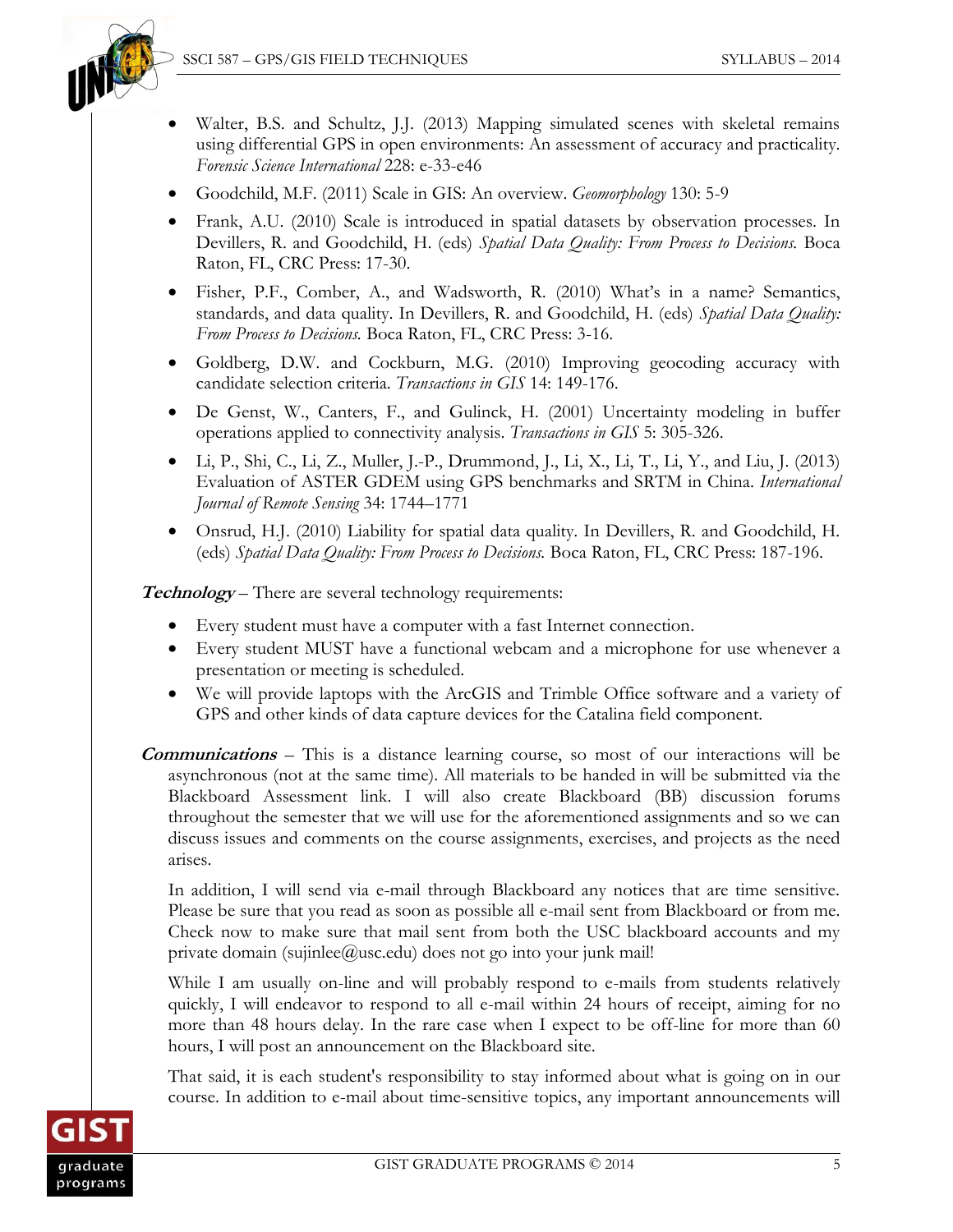- Walter, B.S. and Schultz, J.J. (2013) Mapping simulated scenes with skeletal remains using differential GPS in open environments: An assessment of accuracy and practicality. *Forensic Science International* 228: e-33-e46
- Goodchild, M.F. (2011) Scale in GIS: An overview. *Geomorphology* 130: 5-9
- Frank, A.U. (2010) Scale is introduced in spatial datasets by observation processes. In Devillers, R. and Goodchild, H. (eds) *Spatial Data Quality: From Process to Decisions.* Boca Raton, FL, CRC Press: 17-30.
- Fisher, P.F., Comber, A., and Wadsworth, R. (2010) What's in a name? Semantics, standards, and data quality. In Devillers, R. and Goodchild, H. (eds) *Spatial Data Quality: From Process to Decisions.* Boca Raton, FL, CRC Press: 3-16.
- Goldberg, D.W. and Cockburn, M.G. (2010) Improving geocoding accuracy with candidate selection criteria. *Transactions in GIS* 14: 149-176.
- De Genst, W., Canters, F., and Gulinck, H. (2001) Uncertainty modeling in buffer operations applied to connectivity analysis. *Transactions in GIS* 5: 305-326.
- Li, P., Shi, C., Li, Z., Muller, J.-P., Drummond, J., Li, X., Li, T., Li, Y., and Liu, J. (2013) Evaluation of ASTER GDEM using GPS benchmarks and SRTM in China. *International Journal of Remote Sensing* 34: 1744–1771
- Onsrud, H.J. (2010) Liability for spatial data quality. In Devillers, R. and Goodchild, H. (eds) *Spatial Data Quality: From Process to Decisions.* Boca Raton, FL, CRC Press: 187-196.

***Technology*** – There are several technology requirements:

- Every student must have a computer with a fast Internet connection.
- Every student MUST have a functional webcam and a microphone for use whenever a presentation or meeting is scheduled.
- We will provide laptops with the ArcGIS and Trimble Office software and a variety of GPS and other kinds of data capture devices for the Catalina field component.

***Communications*** – This is a distance learning course, so most of our interactions will be asynchronous (not at the same time). All materials to be handed in will be submitted via the Blackboard Assessment link. I will also create Blackboard (BB) discussion forums throughout the semester that we will use for the aforementioned assignments and so we can discuss issues and comments on the course assignments, exercises, and projects as the need arises.

In addition, I will send via e-mail through Blackboard any notices that are time sensitive. Please be sure that you read as soon as possible all e-mail sent from Blackboard or from me. Check now to make sure that mail sent from both the USC blackboard accounts and my private domain (sujinlee@usc.edu) does not go into your junk mail!

While I am usually on-line and will probably respond to e-mails from students relatively quickly, I will endeavor to respond to all e-mail within 24 hours of receipt, aiming for no more than 48 hours delay. In the rare case when I expect to be off-line for more than 60 hours, I will post an announcement on the Blackboard site.

That said, it is each student's responsibility to stay informed about what is going on in our course. In addition to e-mail about time-sensitive topics, any important announcements will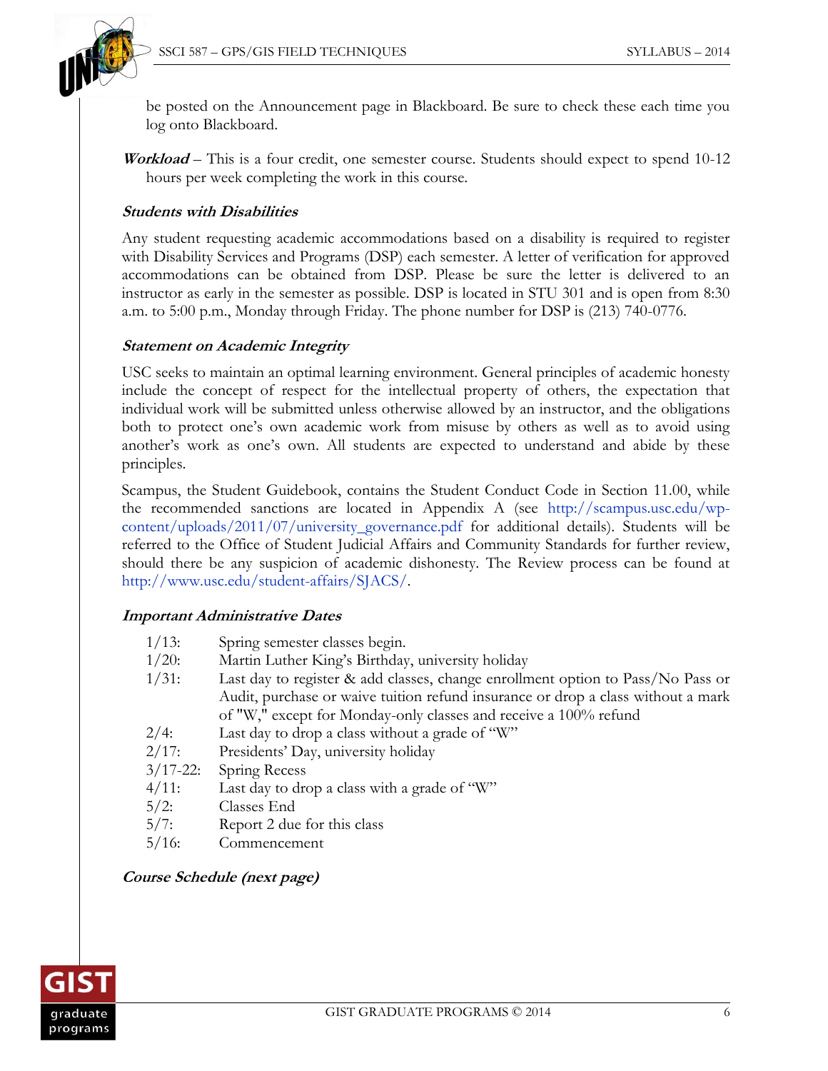be posted on the Announcement page in Blackboard. Be sure to check these each time you log onto Blackboard.

***Workload*** – This is a four credit, one semester course. Students should expect to spend 10-12 hours per week completing the work in this course.

### *Students with Disabilities*

Any student requesting academic accommodations based on a disability is required to register with Disability Services and Programs (DSP) each semester. A letter of verification for approved accommodations can be obtained from DSP. Please be sure the letter is delivered to an instructor as early in the semester as possible. DSP is located in STU 301 and is open from 8:30 a.m. to 5:00 p.m., Monday through Friday. The phone number for DSP is (213) 740-0776.

### *Statement on Academic Integrity*

USC seeks to maintain an optimal learning environment. General principles of academic honesty include the concept of respect for the intellectual property of others, the expectation that individual work will be submitted unless otherwise allowed by an instructor, and the obligations both to protect one's own academic work from misuse by others as well as to avoid using another's work as one's own. All students are expected to understand and abide by these principles.

Scampus, the Student Guidebook, contains the Student Conduct Code in Section 11.00, while the recommended sanctions are located in Appendix A (see http://scampus.usc.edu/wp-content/uploads/2011/07/university_governance.pdf for additional details). Students will be referred to the Office of Student Judicial Affairs and Community Standards for further review, should there be any suspicion of academic dishonesty. The Review process can be found at http://www.usc.edu/student-affairs/SJACS/.

### *Important Administrative Dates*

- 1/13: Spring semester classes begin.
- 1/20: Martin Luther King's Birthday, university holiday
- 1/31: Last day to register & add classes, change enrollment option to Pass/No Pass or Audit, purchase or waive tuition refund insurance or drop a class without a mark of "W," except for Monday-only classes and receive a 100% refund
- 2/4: Last day to drop a class without a grade of "W"
- 2/17: Presidents' Day, university holiday
- 3/17-22: Spring Recess
- 4/11: Last day to drop a class with a grade of "W"
- 5/2: Classes End
- 5/7: Report 2 due for this class
- 5/16: Commencement

### *Course Schedule (next page)*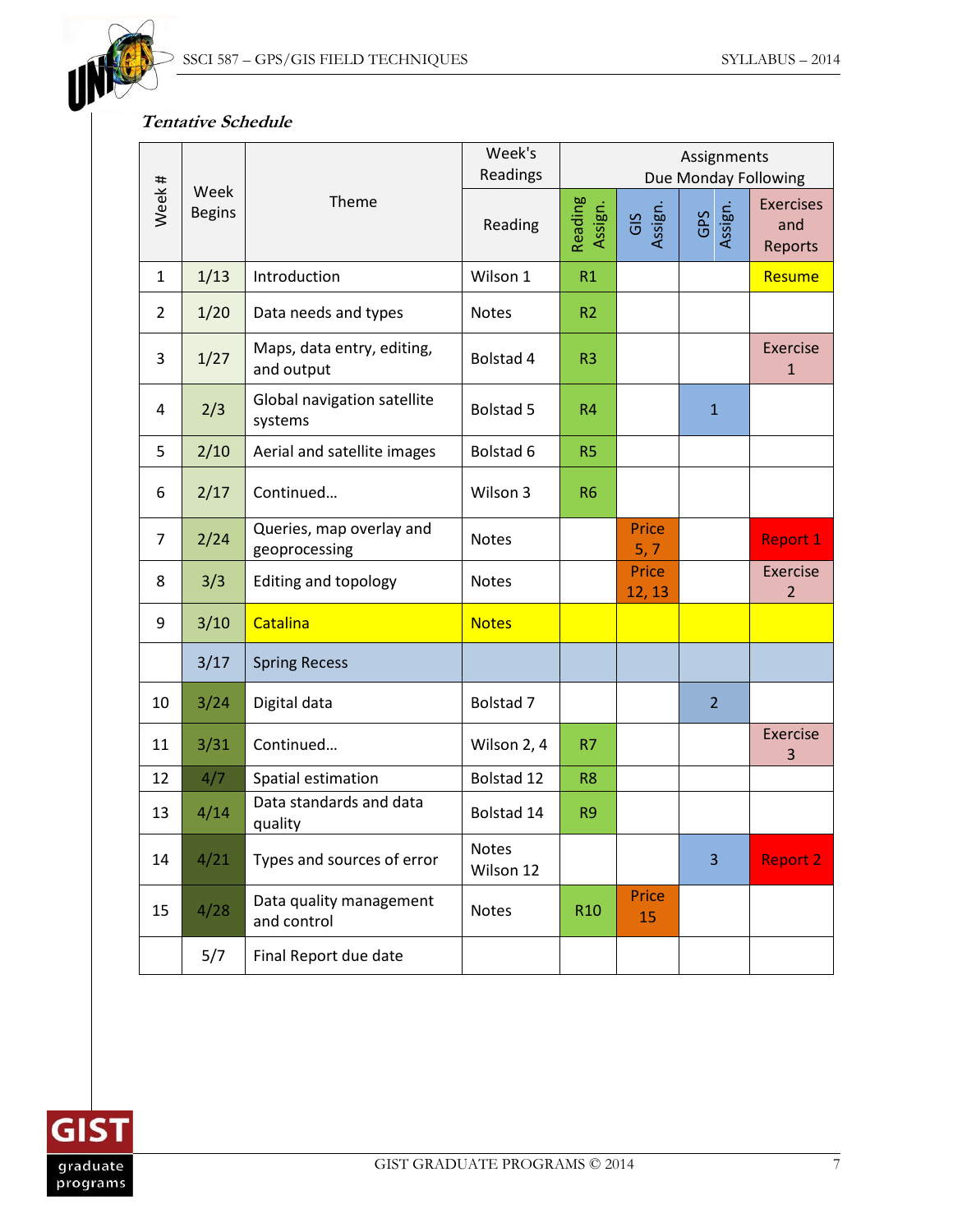***Tentative Schedule***

| Week # | Week Begins | Theme | Week's Readings | Assignments Due Monday Following | | | |
|---|---|---|---|---|---|---|---|
| | | | Reading | Reading Assign. | GIS Assign. | GPS Assign. | Exercises and Reports |
| 1 | 1/13 | Introduction | Wilson 1 | R1 | | | Resume |
| 2 | 1/20 | Data needs and types | Notes | R2 | | | |
| 3 | 1/27 | Maps, data entry, editing, and output | Bolstad 4 | R3 | | | Exercise 1 |
| 4 | 2/3 | Global navigation satellite systems | Bolstad 5 | R4 | | 1 | |
| 5 | 2/10 | Aerial and satellite images | Bolstad 6 | R5 | | | |
| 6 | 2/17 | Continued… | Wilson 3 | R6 | | | |
| 7 | 2/24 | Queries, map overlay and geoprocessing | Notes | | Price 5, 7 | | Report 1 |
| 8 | 3/3 | Editing and topology | Notes | | Price 12, 13 | | Exercise 2 |
| 9 | 3/10 | Catalina | Notes | | | | |
| | 3/17 | Spring Recess | | | | | |
| 10 | 3/24 | Digital data | Bolstad 7 | | | 2 | |
| 11 | 3/31 | Continued… | Wilson 2, 4 | R7 | | | Exercise 3 |
| 12 | 4/7 | Spatial estimation | Bolstad 12 | R8 | | | |
| 13 | 4/14 | Data standards and data quality | Bolstad 14 | R9 | | | |
| 14 | 4/21 | Types and sources of error | Notes Wilson 12 | | | 3 | Report 2 |
| 15 | 4/28 | Data quality management and control | Notes | R10 | Price 15 | | |
| | 5/7 | Final Report due date | | | | | |